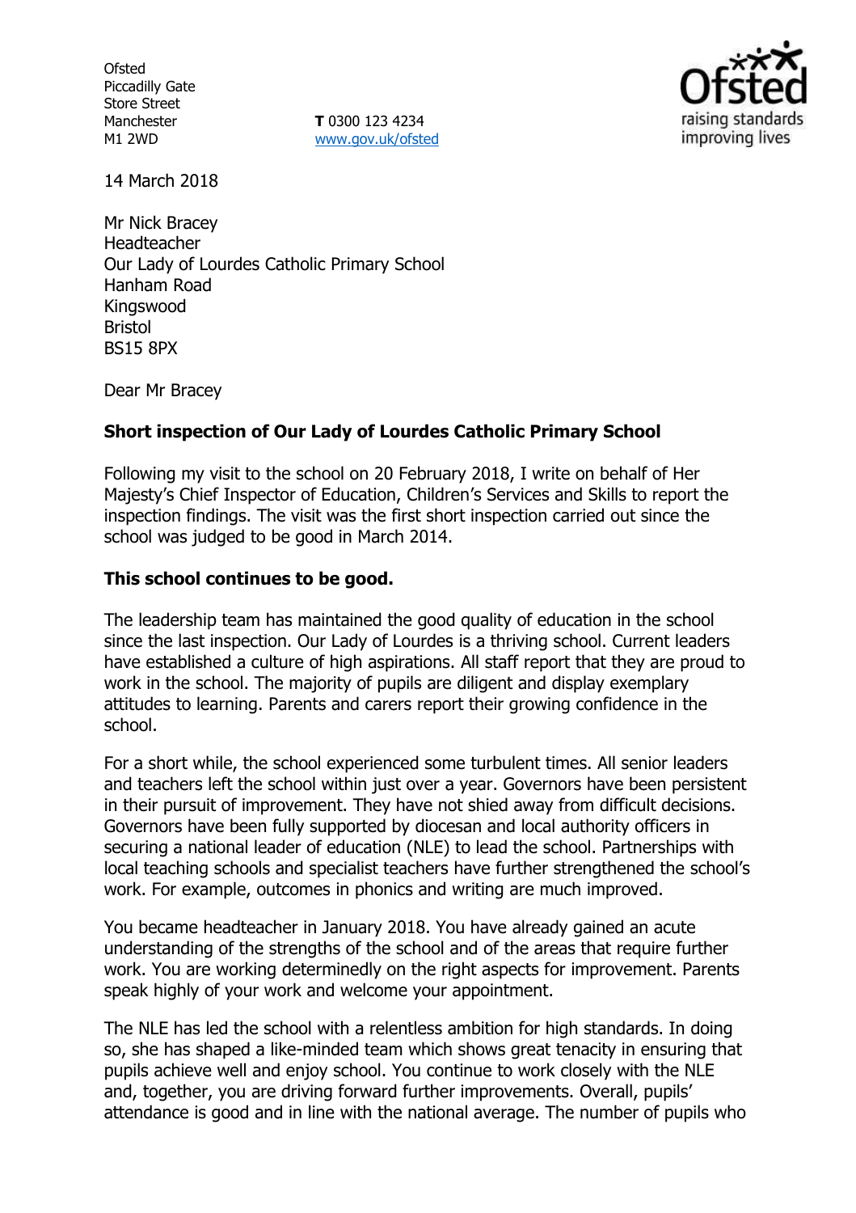Ofsted
Piccadilly Gate
Store Street
Manchester
M1 2WD

**T** 0300 123 4234
www.gov.uk/ofsted

14 March 2018

Mr Nick Bracey
Headteacher
Our Lady of Lourdes Catholic Primary School
Hanham Road
Kingswood
Bristol
BS15 8PX

Dear Mr Bracey

**Short inspection of Our Lady of Lourdes Catholic Primary School**

Following my visit to the school on 20 February 2018, I write on behalf of Her Majesty's Chief Inspector of Education, Children's Services and Skills to report the inspection findings. The visit was the first short inspection carried out since the school was judged to be good in March 2014.

**This school continues to be good.**

The leadership team has maintained the good quality of education in the school since the last inspection. Our Lady of Lourdes is a thriving school. Current leaders have established a culture of high aspirations. All staff report that they are proud to work in the school. The majority of pupils are diligent and display exemplary attitudes to learning. Parents and carers report their growing confidence in the school.

For a short while, the school experienced some turbulent times. All senior leaders and teachers left the school within just over a year. Governors have been persistent in their pursuit of improvement. They have not shied away from difficult decisions. Governors have been fully supported by diocesan and local authority officers in securing a national leader of education (NLE) to lead the school. Partnerships with local teaching schools and specialist teachers have further strengthened the school's work. For example, outcomes in phonics and writing are much improved.

You became headteacher in January 2018. You have already gained an acute understanding of the strengths of the school and of the areas that require further work. You are working determinedly on the right aspects for improvement. Parents speak highly of your work and welcome your appointment.

The NLE has led the school with a relentless ambition for high standards. In doing so, she has shaped a like-minded team which shows great tenacity in ensuring that pupils achieve well and enjoy school. You continue to work closely with the NLE and, together, you are driving forward further improvements. Overall, pupils' attendance is good and in line with the national average. The number of pupils who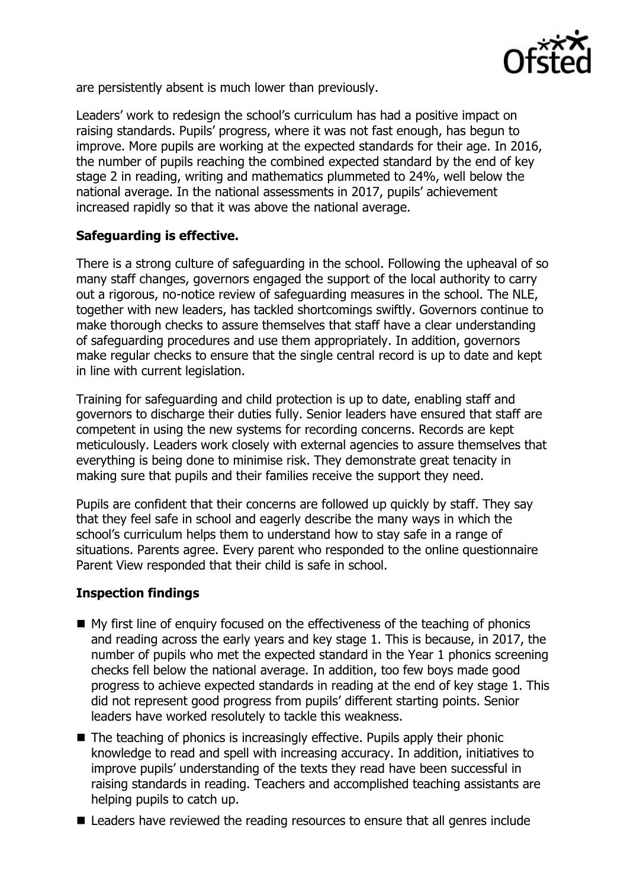are persistently absent is much lower than previously.

Leaders' work to redesign the school's curriculum has had a positive impact on raising standards. Pupils' progress, where it was not fast enough, has begun to improve. More pupils are working at the expected standards for their age. In 2016, the number of pupils reaching the combined expected standard by the end of key stage 2 in reading, writing and mathematics plummeted to 24%, well below the national average. In the national assessments in 2017, pupils' achievement increased rapidly so that it was above the national average.

### Safeguarding is effective.

There is a strong culture of safeguarding in the school. Following the upheaval of so many staff changes, governors engaged the support of the local authority to carry out a rigorous, no-notice review of safeguarding measures in the school. The NLE, together with new leaders, has tackled shortcomings swiftly. Governors continue to make thorough checks to assure themselves that staff have a clear understanding of safeguarding procedures and use them appropriately. In addition, governors make regular checks to ensure that the single central record is up to date and kept in line with current legislation.

Training for safeguarding and child protection is up to date, enabling staff and governors to discharge their duties fully. Senior leaders have ensured that staff are competent in using the new systems for recording concerns. Records are kept meticulously. Leaders work closely with external agencies to assure themselves that everything is being done to minimise risk. They demonstrate great tenacity in making sure that pupils and their families receive the support they need.

Pupils are confident that their concerns are followed up quickly by staff. They say that they feel safe in school and eagerly describe the many ways in which the school's curriculum helps them to understand how to stay safe in a range of situations. Parents agree. Every parent who responded to the online questionnaire Parent View responded that their child is safe in school.

### Inspection findings

- My first line of enquiry focused on the effectiveness of the teaching of phonics and reading across the early years and key stage 1. This is because, in 2017, the number of pupils who met the expected standard in the Year 1 phonics screening checks fell below the national average. In addition, too few boys made good progress to achieve expected standards in reading at the end of key stage 1. This did not represent good progress from pupils' different starting points. Senior leaders have worked resolutely to tackle this weakness.
- The teaching of phonics is increasingly effective. Pupils apply their phonic knowledge to read and spell with increasing accuracy. In addition, initiatives to improve pupils' understanding of the texts they read have been successful in raising standards in reading. Teachers and accomplished teaching assistants are helping pupils to catch up.
- Leaders have reviewed the reading resources to ensure that all genres include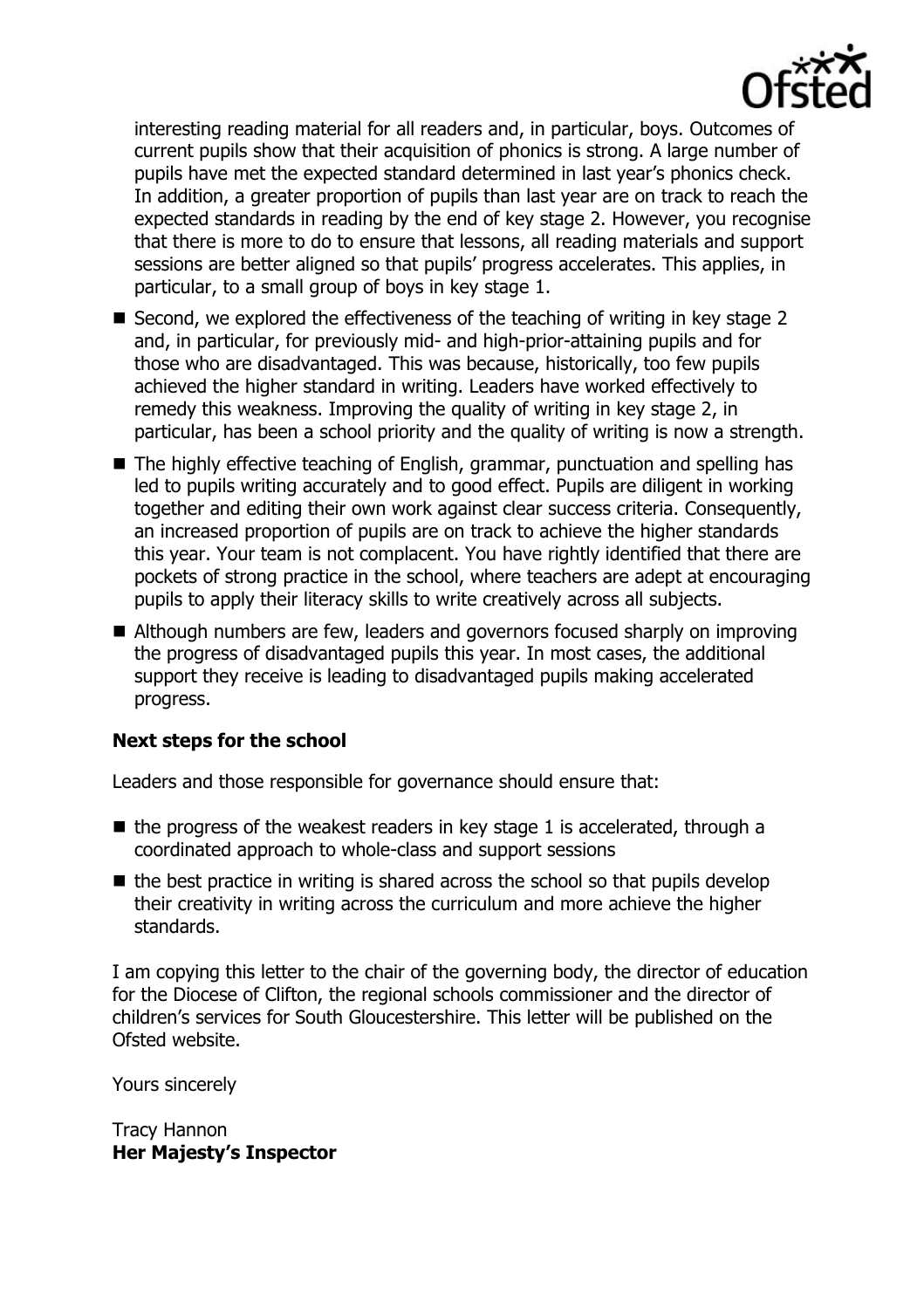interesting reading material for all readers and, in particular, boys. Outcomes of current pupils show that their acquisition of phonics is strong. A large number of pupils have met the expected standard determined in last year's phonics check. In addition, a greater proportion of pupils than last year are on track to reach the expected standards in reading by the end of key stage 2. However, you recognise that there is more to do to ensure that lessons, all reading materials and support sessions are better aligned so that pupils' progress accelerates. This applies, in particular, to a small group of boys in key stage 1.

- Second, we explored the effectiveness of the teaching of writing in key stage 2 and, in particular, for previously mid- and high-prior-attaining pupils and for those who are disadvantaged. This was because, historically, too few pupils achieved the higher standard in writing. Leaders have worked effectively to remedy this weakness. Improving the quality of writing in key stage 2, in particular, has been a school priority and the quality of writing is now a strength.
- The highly effective teaching of English, grammar, punctuation and spelling has led to pupils writing accurately and to good effect. Pupils are diligent in working together and editing their own work against clear success criteria. Consequently, an increased proportion of pupils are on track to achieve the higher standards this year. Your team is not complacent. You have rightly identified that there are pockets of strong practice in the school, where teachers are adept at encouraging pupils to apply their literacy skills to write creatively across all subjects.
- Although numbers are few, leaders and governors focused sharply on improving the progress of disadvantaged pupils this year. In most cases, the additional support they receive is leading to disadvantaged pupils making accelerated progress.

### Next steps for the school

Leaders and those responsible for governance should ensure that:

- the progress of the weakest readers in key stage 1 is accelerated, through a coordinated approach to whole-class and support sessions
- the best practice in writing is shared across the school so that pupils develop their creativity in writing across the curriculum and more achieve the higher standards.

I am copying this letter to the chair of the governing body, the director of education for the Diocese of Clifton, the regional schools commissioner and the director of children's services for South Gloucestershire. This letter will be published on the Ofsted website.

Yours sincerely

Tracy Hannon
**Her Majesty's Inspector**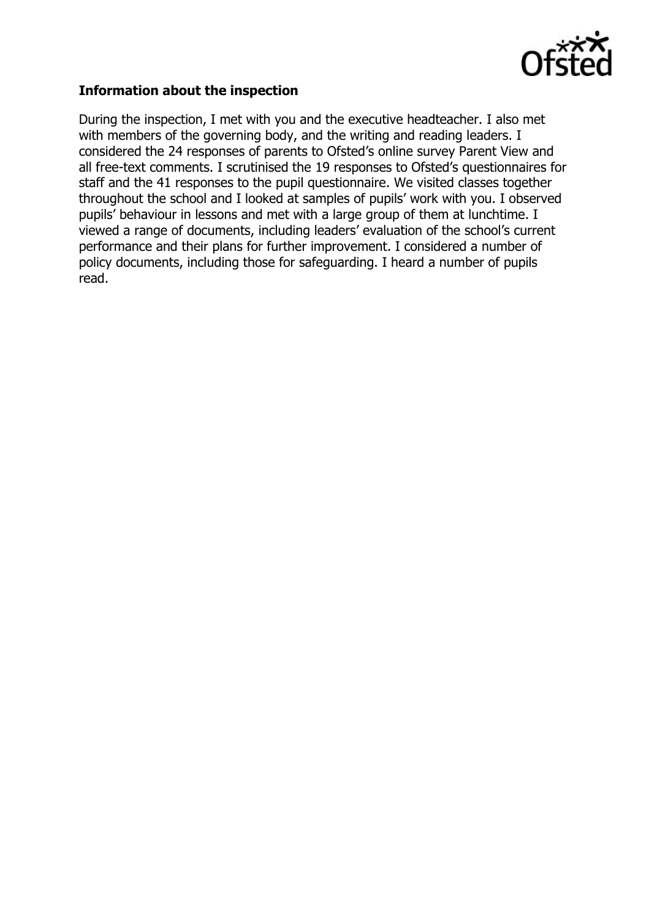**Information about the inspection**

During the inspection, I met with you and the executive headteacher. I also met with members of the governing body, and the writing and reading leaders. I considered the 24 responses of parents to Ofsted's online survey Parent View and all free-text comments. I scrutinised the 19 responses to Ofsted's questionnaires for staff and the 41 responses to the pupil questionnaire. We visited classes together throughout the school and I looked at samples of pupils' work with you. I observed pupils' behaviour in lessons and met with a large group of them at lunchtime. I viewed a range of documents, including leaders' evaluation of the school's current performance and their plans for further improvement. I considered a number of policy documents, including those for safeguarding. I heard a number of pupils read.